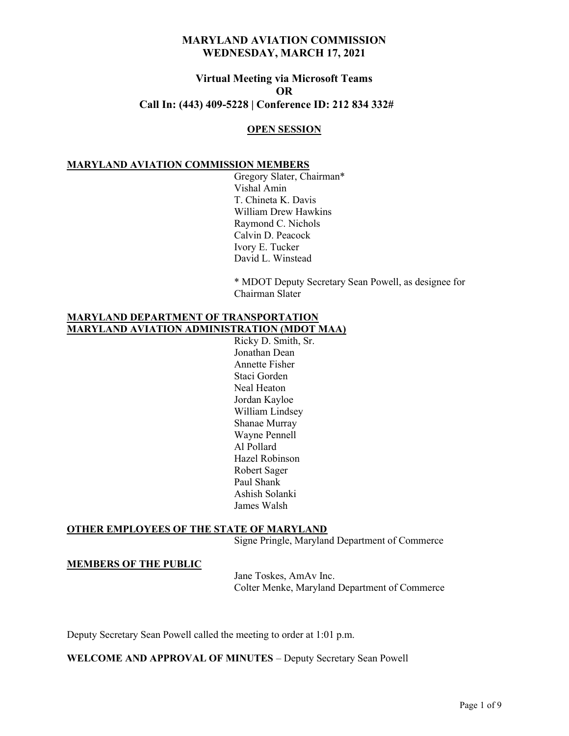# MARYLAND AVIATION COMMISSION
# WEDNESDAY, MARCH 17, 2021

## Virtual Meeting via Microsoft Teams
## OR
## Call In: (443) 409-5228 | Conference ID: 212 834 332#

### OPEN SESSION

**MARYLAND AVIATION COMMISSION MEMBERS**

Gregory Slater, Chairman*
Vishal Amin
T. Chineta K. Davis
William Drew Hawkins
Raymond C. Nichols
Calvin D. Peacock
Ivory E. Tucker
David L. Winstead

* MDOT Deputy Secretary Sean Powell, as designee for Chairman Slater

**MARYLAND DEPARTMENT OF TRANSPORTATION MARYLAND AVIATION ADMINISTRATION (MDOT MAA)**

Ricky D. Smith, Sr.
Jonathan Dean
Annette Fisher
Staci Gorden
Neal Heaton
Jordan Kayloe
William Lindsey
Shanae Murray
Wayne Pennell
Al Pollard
Hazel Robinson
Robert Sager
Paul Shank
Ashish Solanki
James Walsh

**OTHER EMPLOYEES OF THE STATE OF MARYLAND**

Signe Pringle, Maryland Department of Commerce

**MEMBERS OF THE PUBLIC**

Jane Toskes, AmAv Inc.
Colter Menke, Maryland Department of Commerce

Deputy Secretary Sean Powell called the meeting to order at 1:01 p.m.

**WELCOME AND APPROVAL OF MINUTES** – Deputy Secretary Sean Powell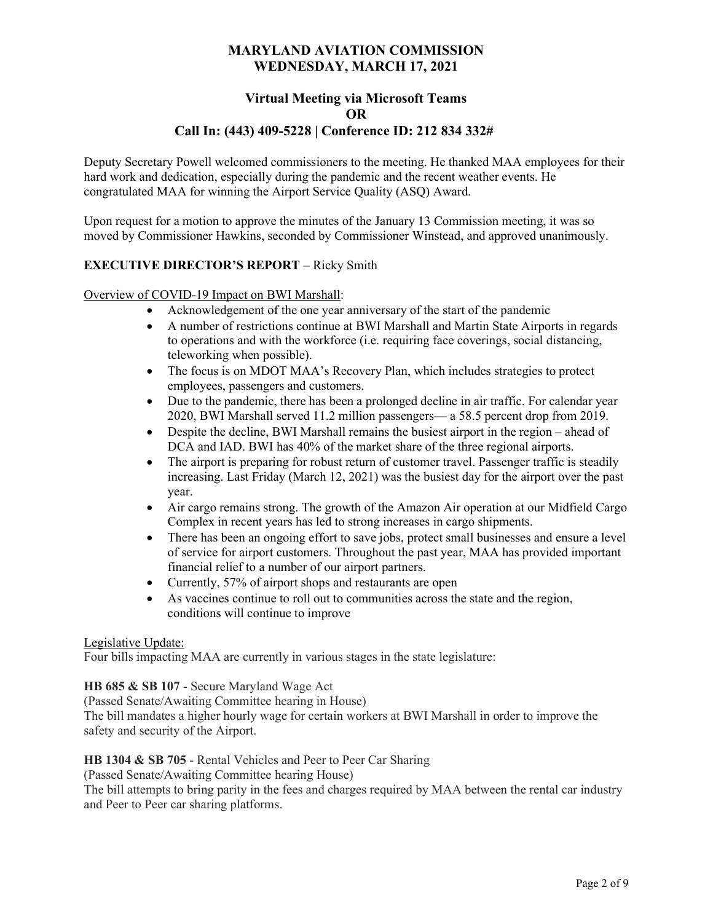# MARYLAND AVIATION COMMISSION
# WEDNESDAY, MARCH 17, 2021

## Virtual Meeting via Microsoft Teams
## OR
## Call In: (443) 409-5228 | Conference ID: 212 834 332#

Deputy Secretary Powell welcomed commissioners to the meeting. He thanked MAA employees for their hard work and dedication, especially during the pandemic and the recent weather events. He congratulated MAA for winning the Airport Service Quality (ASQ) Award.

Upon request for a motion to approve the minutes of the January 13 Commission meeting, it was so moved by Commissioner Hawkins, seconded by Commissioner Winstead, and approved unanimously.

**EXECUTIVE DIRECTOR'S REPORT** – Ricky Smith

<u>Overview of COVID-19 Impact on BWI Marshall</u>:

- Acknowledgement of the one year anniversary of the start of the pandemic
- A number of restrictions continue at BWI Marshall and Martin State Airports in regards to operations and with the workforce (i.e. requiring face coverings, social distancing, teleworking when possible).
- The focus is on MDOT MAA's Recovery Plan, which includes strategies to protect employees, passengers and customers.
- Due to the pandemic, there has been a prolonged decline in air traffic. For calendar year 2020, BWI Marshall served 11.2 million passengers— a 58.5 percent drop from 2019.
- Despite the decline, BWI Marshall remains the busiest airport in the region – ahead of DCA and IAD. BWI has 40% of the market share of the three regional airports.
- The airport is preparing for robust return of customer travel. Passenger traffic is steadily increasing. Last Friday (March 12, 2021) was the busiest day for the airport over the past year.
- Air cargo remains strong. The growth of the Amazon Air operation at our Midfield Cargo Complex in recent years has led to strong increases in cargo shipments.
- There has been an ongoing effort to save jobs, protect small businesses and ensure a level of service for airport customers. Throughout the past year, MAA has provided important financial relief to a number of our airport partners.
- Currently, 57% of airport shops and restaurants are open
- As vaccines continue to roll out to communities across the state and the region, conditions will continue to improve

<u>Legislative Update:</u>

Four bills impacting MAA are currently in various stages in the state legislature:

**HB 685 & SB 107** - Secure Maryland Wage Act
(Passed Senate/Awaiting Committee hearing in House)
The bill mandates a higher hourly wage for certain workers at BWI Marshall in order to improve the safety and security of the Airport.

**HB 1304 & SB 705** - Rental Vehicles and Peer to Peer Car Sharing
(Passed Senate/Awaiting Committee hearing House)
The bill attempts to bring parity in the fees and charges required by MAA between the rental car industry and Peer to Peer car sharing platforms.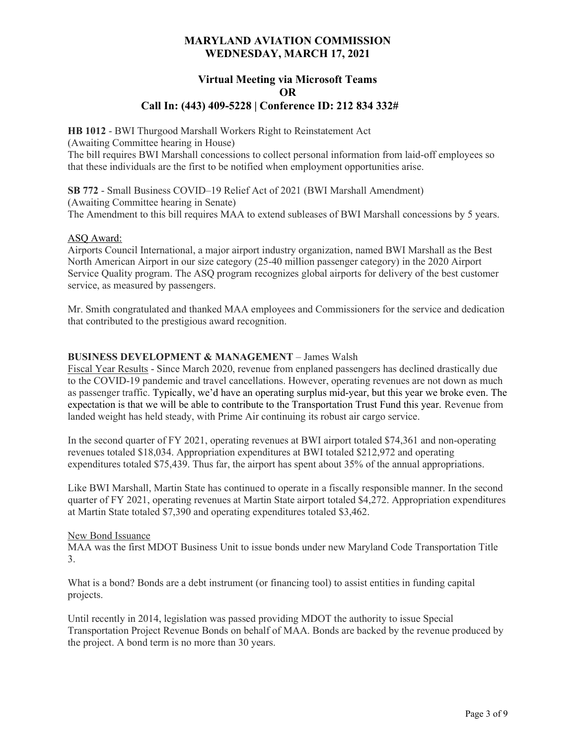**MARYLAND AVIATION COMMISSION**
**WEDNESDAY, MARCH 17, 2021**

**Virtual Meeting via Microsoft Teams**
**OR**
**Call In: (443) 409-5228 | Conference ID: 212 834 332#**

**HB 1012** - BWI Thurgood Marshall Workers Right to Reinstatement Act
(Awaiting Committee hearing in House)
The bill requires BWI Marshall concessions to collect personal information from laid-off employees so that these individuals are the first to be notified when employment opportunities arise.

**SB 772** - Small Business COVID–19 Relief Act of 2021 (BWI Marshall Amendment)
(Awaiting Committee hearing in Senate)
The Amendment to this bill requires MAA to extend subleases of BWI Marshall concessions by 5 years.

ASQ Award:
Airports Council International, a major airport industry organization, named BWI Marshall as the Best North American Airport in our size category (25-40 million passenger category) in the 2020 Airport Service Quality program. The ASQ program recognizes global airports for delivery of the best customer service, as measured by passengers.

Mr. Smith congratulated and thanked MAA employees and Commissioners for the service and dedication that contributed to the prestigious award recognition.

**BUSINESS DEVELOPMENT & MANAGEMENT** – James Walsh
Fiscal Year Results - Since March 2020, revenue from enplaned passengers has declined drastically due to the COVID-19 pandemic and travel cancellations. However, operating revenues are not down as much as passenger traffic. Typically, we'd have an operating surplus mid-year, but this year we broke even. The expectation is that we will be able to contribute to the Transportation Trust Fund this year. Revenue from landed weight has held steady, with Prime Air continuing its robust air cargo service.

In the second quarter of FY 2021, operating revenues at BWI airport totaled $74,361 and non-operating revenues totaled $18,034. Appropriation expenditures at BWI totaled $212,972 and operating expenditures totaled $75,439. Thus far, the airport has spent about 35% of the annual appropriations.

Like BWI Marshall, Martin State has continued to operate in a fiscally responsible manner. In the second quarter of FY 2021, operating revenues at Martin State airport totaled $4,272. Appropriation expenditures at Martin State totaled $7,390 and operating expenditures totaled $3,462.

New Bond Issuance
MAA was the first MDOT Business Unit to issue bonds under new Maryland Code Transportation Title 3.

What is a bond? Bonds are a debt instrument (or financing tool) to assist entities in funding capital projects.

Until recently in 2014, legislation was passed providing MDOT the authority to issue Special Transportation Project Revenue Bonds on behalf of MAA. Bonds are backed by the revenue produced by the project. A bond term is no more than 30 years.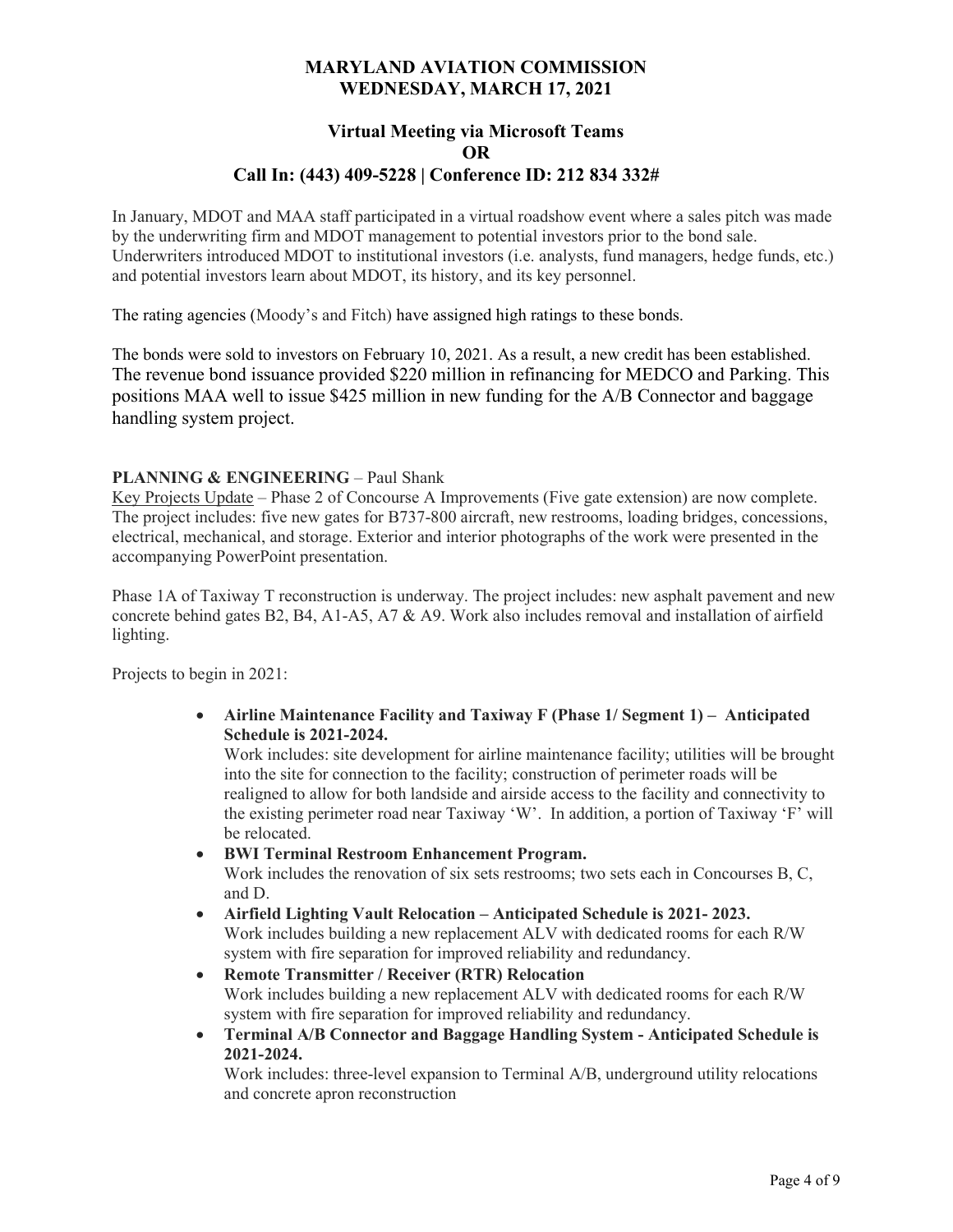# MARYLAND AVIATION COMMISSION
# WEDNESDAY, MARCH 17, 2021

## Virtual Meeting via Microsoft Teams
## OR
## Call In: (443) 409-5228 | Conference ID: 212 834 332#

In January, MDOT and MAA staff participated in a virtual roadshow event where a sales pitch was made by the underwriting firm and MDOT management to potential investors prior to the bond sale. Underwriters introduced MDOT to institutional investors (i.e. analysts, fund managers, hedge funds, etc.) and potential investors learn about MDOT, its history, and its key personnel.

The rating agencies (Moody's and Fitch) have assigned high ratings to these bonds.

The bonds were sold to investors on February 10, 2021. As a result, a new credit has been established. The revenue bond issuance provided $220 million in refinancing for MEDCO and Parking. This positions MAA well to issue $425 million in new funding for the A/B Connector and baggage handling system project.

**PLANNING & ENGINEERING** – Paul Shank

Key Projects Update – Phase 2 of Concourse A Improvements (Five gate extension) are now complete. The project includes: five new gates for B737-800 aircraft, new restrooms, loading bridges, concessions, electrical, mechanical, and storage. Exterior and interior photographs of the work were presented in the accompanying PowerPoint presentation.

Phase 1A of Taxiway T reconstruction is underway. The project includes: new asphalt pavement and new concrete behind gates B2, B4, A1-A5, A7 & A9. Work also includes removal and installation of airfield lighting.

Projects to begin in 2021:

- **Airline Maintenance Facility and Taxiway F (Phase 1/ Segment 1) – Anticipated Schedule is 2021-2024.**
  Work includes: site development for airline maintenance facility; utilities will be brought into the site for connection to the facility; construction of perimeter roads will be realigned to allow for both landside and airside access to the facility and connectivity to the existing perimeter road near Taxiway 'W'. In addition, a portion of Taxiway 'F' will be relocated.
- **BWI Terminal Restroom Enhancement Program.**
  Work includes the renovation of six sets restrooms; two sets each in Concourses B, C, and D.
- **Airfield Lighting Vault Relocation – Anticipated Schedule is 2021- 2023.**
  Work includes building a new replacement ALV with dedicated rooms for each R/W system with fire separation for improved reliability and redundancy.
- **Remote Transmitter / Receiver (RTR) Relocation**
  Work includes building a new replacement ALV with dedicated rooms for each R/W system with fire separation for improved reliability and redundancy.
- **Terminal A/B Connector and Baggage Handling System - Anticipated Schedule is 2021-2024.**
  Work includes: three-level expansion to Terminal A/B, underground utility relocations and concrete apron reconstruction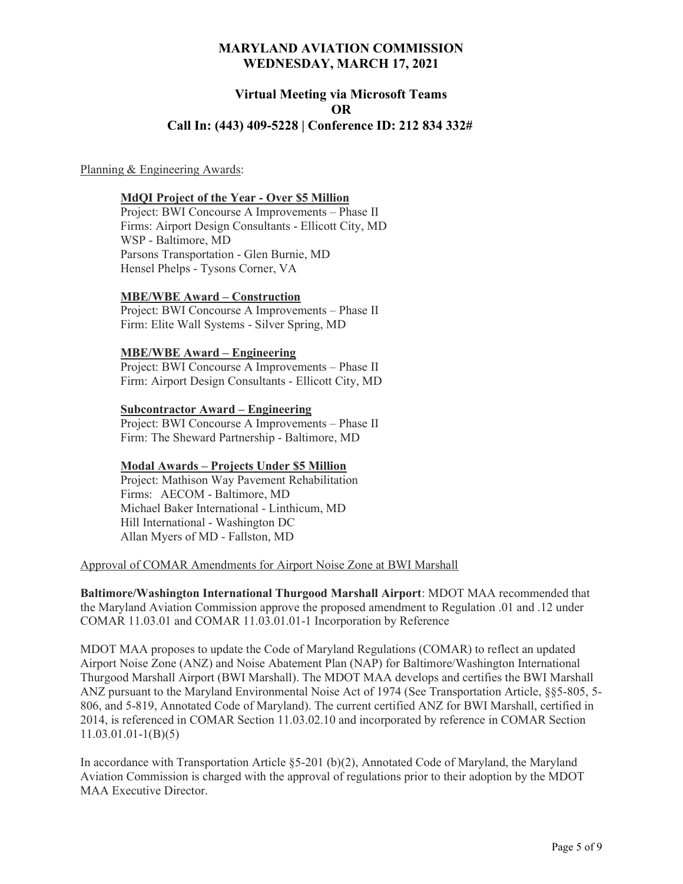# MARYLAND AVIATION COMMISSION
# WEDNESDAY, MARCH 17, 2021

## Virtual Meeting via Microsoft Teams
## OR
## Call In: (443) 409-5228 | Conference ID: 212 834 332#

Planning & Engineering Awards:

**MdQI Project of the Year - Over $5 Million**
Project: BWI Concourse A Improvements – Phase II
Firms: Airport Design Consultants - Ellicott City, MD
WSP - Baltimore, MD
Parsons Transportation - Glen Burnie, MD
Hensel Phelps - Tysons Corner, VA

**MBE/WBE Award – Construction**
Project: BWI Concourse A Improvements – Phase II
Firm: Elite Wall Systems - Silver Spring, MD

**MBE/WBE Award – Engineering**
Project: BWI Concourse A Improvements – Phase II
Firm: Airport Design Consultants - Ellicott City, MD

**Subcontractor Award – Engineering**
Project: BWI Concourse A Improvements – Phase II
Firm: The Sheward Partnership - Baltimore, MD

**Modal Awards – Projects Under $5 Million**
Project: Mathison Way Pavement Rehabilitation
Firms: AECOM - Baltimore, MD
Michael Baker International - Linthicum, MD
Hill International - Washington DC
Allan Myers of MD - Fallston, MD

Approval of COMAR Amendments for Airport Noise Zone at BWI Marshall

**Baltimore/Washington International Thurgood Marshall Airport**: MDOT MAA recommended that the Maryland Aviation Commission approve the proposed amendment to Regulation .01 and .12 under COMAR 11.03.01 and COMAR 11.03.01.01-1 Incorporation by Reference

MDOT MAA proposes to update the Code of Maryland Regulations (COMAR) to reflect an updated Airport Noise Zone (ANZ) and Noise Abatement Plan (NAP) for Baltimore/Washington International Thurgood Marshall Airport (BWI Marshall). The MDOT MAA develops and certifies the BWI Marshall ANZ pursuant to the Maryland Environmental Noise Act of 1974 (See Transportation Article, §§5-805, 5-806, and 5-819, Annotated Code of Maryland). The current certified ANZ for BWI Marshall, certified in 2014, is referenced in COMAR Section 11.03.02.10 and incorporated by reference in COMAR Section 11.03.01.01-1(B)(5)

In accordance with Transportation Article §5-201 (b)(2), Annotated Code of Maryland, the Maryland Aviation Commission is charged with the approval of regulations prior to their adoption by the MDOT MAA Executive Director.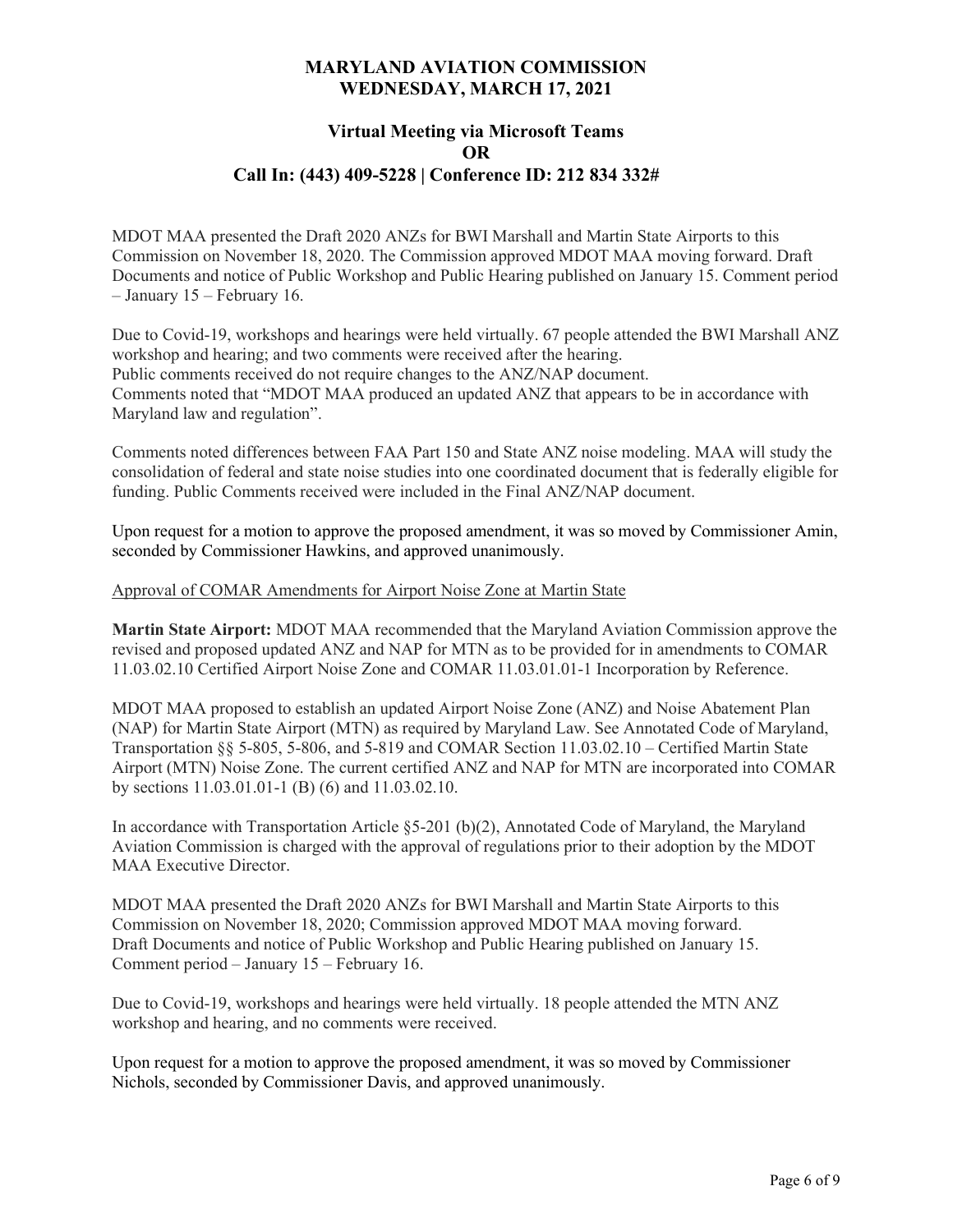MDOT MAA presented the Draft 2020 ANZs for BWI Marshall and Martin State Airports to this Commission on November 18, 2020. The Commission approved MDOT MAA moving forward. Draft Documents and notice of Public Workshop and Public Hearing published on January 15. Comment period – January 15 – February 16.

Due to Covid-19, workshops and hearings were held virtually. 67 people attended the BWI Marshall ANZ workshop and hearing; and two comments were received after the hearing.
Public comments received do not require changes to the ANZ/NAP document.
Comments noted that "MDOT MAA produced an updated ANZ that appears to be in accordance with Maryland law and regulation".

Comments noted differences between FAA Part 150 and State ANZ noise modeling. MAA will study the consolidation of federal and state noise studies into one coordinated document that is federally eligible for funding. Public Comments received were included in the Final ANZ/NAP document.

Upon request for a motion to approve the proposed amendment, it was so moved by Commissioner Amin, seconded by Commissioner Hawkins, and approved unanimously.

Approval of COMAR Amendments for Airport Noise Zone at Martin State

**Martin State Airport:** MDOT MAA recommended that the Maryland Aviation Commission approve the revised and proposed updated ANZ and NAP for MTN as to be provided for in amendments to COMAR 11.03.02.10 Certified Airport Noise Zone and COMAR 11.03.01.01-1 Incorporation by Reference.

MDOT MAA proposed to establish an updated Airport Noise Zone (ANZ) and Noise Abatement Plan (NAP) for Martin State Airport (MTN) as required by Maryland Law. See Annotated Code of Maryland, Transportation §§ 5-805, 5-806, and 5-819 and COMAR Section 11.03.02.10 – Certified Martin State Airport (MTN) Noise Zone. The current certified ANZ and NAP for MTN are incorporated into COMAR by sections 11.03.01.01-1 (B) (6) and 11.03.02.10.

In accordance with Transportation Article §5-201 (b)(2), Annotated Code of Maryland, the Maryland Aviation Commission is charged with the approval of regulations prior to their adoption by the MDOT MAA Executive Director.

MDOT MAA presented the Draft 2020 ANZs for BWI Marshall and Martin State Airports to this Commission on November 18, 2020; Commission approved MDOT MAA moving forward.
Draft Documents and notice of Public Workshop and Public Hearing published on January 15.
Comment period – January 15 – February 16.

Due to Covid-19, workshops and hearings were held virtually. 18 people attended the MTN ANZ workshop and hearing, and no comments were received.

Upon request for a motion to approve the proposed amendment, it was so moved by Commissioner Nichols, seconded by Commissioner Davis, and approved unanimously.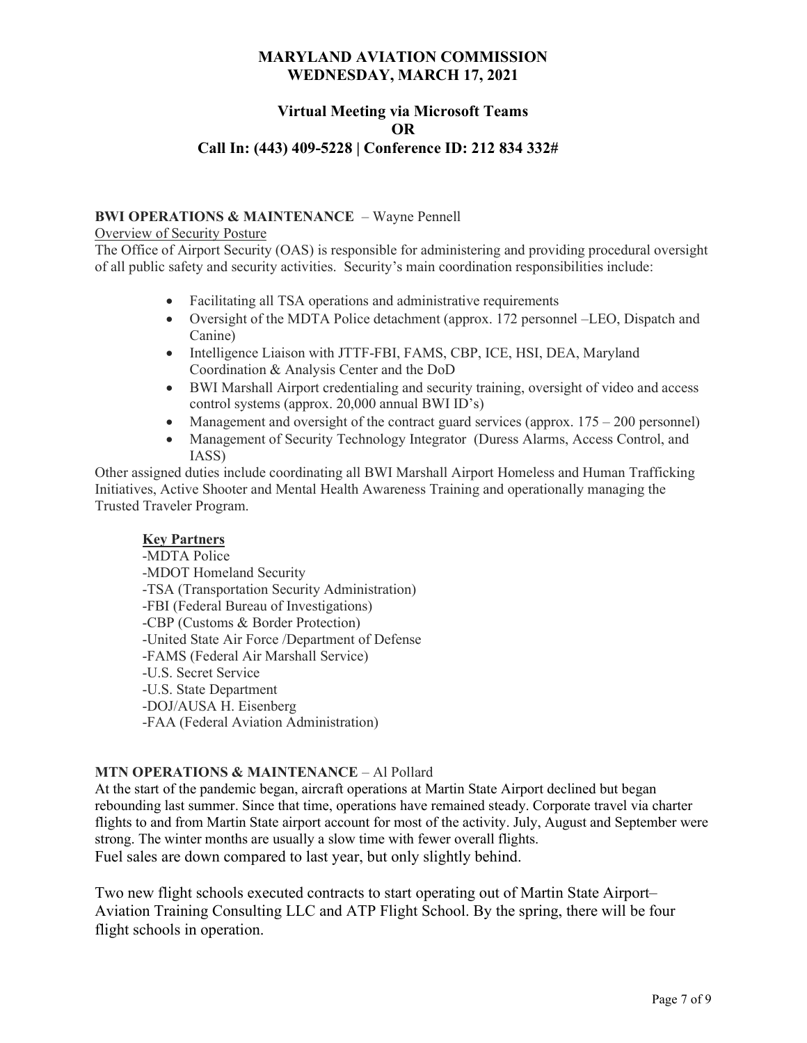# MARYLAND AVIATION COMMISSION
# WEDNESDAY, MARCH 17, 2021

## Virtual Meeting via Microsoft Teams
## OR
## Call In: (443) 409-5228 | Conference ID: 212 834 332#

**BWI OPERATIONS & MAINTENANCE** – Wayne Pennell

Overview of Security Posture

The Office of Airport Security (OAS) is responsible for administering and providing procedural oversight of all public safety and security activities. Security's main coordination responsibilities include:

- Facilitating all TSA operations and administrative requirements
- Oversight of the MDTA Police detachment (approx. 172 personnel –LEO, Dispatch and Canine)
- Intelligence Liaison with JTTF-FBI, FAMS, CBP, ICE, HSI, DEA, Maryland Coordination & Analysis Center and the DoD
- BWI Marshall Airport credentialing and security training, oversight of video and access control systems (approx. 20,000 annual BWI ID's)
- Management and oversight of the contract guard services (approx. 175 – 200 personnel)
- Management of Security Technology Integrator (Duress Alarms, Access Control, and IASS)

Other assigned duties include coordinating all BWI Marshall Airport Homeless and Human Trafficking Initiatives, Active Shooter and Mental Health Awareness Training and operationally managing the Trusted Traveler Program.

**Key Partners**

-MDTA Police
-MDOT Homeland Security
-TSA (Transportation Security Administration)
-FBI (Federal Bureau of Investigations)
-CBP (Customs & Border Protection)
-United State Air Force /Department of Defense
-FAMS (Federal Air Marshall Service)
-U.S. Secret Service
-U.S. State Department
-DOJ/AUSA H. Eisenberg
-FAA (Federal Aviation Administration)

**MTN OPERATIONS & MAINTENANCE** – Al Pollard

At the start of the pandemic began, aircraft operations at Martin State Airport declined but began rebounding last summer. Since that time, operations have remained steady. Corporate travel via charter flights to and from Martin State airport account for most of the activity. July, August and September were strong. The winter months are usually a slow time with fewer overall flights.
Fuel sales are down compared to last year, but only slightly behind.

Two new flight schools executed contracts to start operating out of Martin State Airport– Aviation Training Consulting LLC and ATP Flight School. By the spring, there will be four flight schools in operation.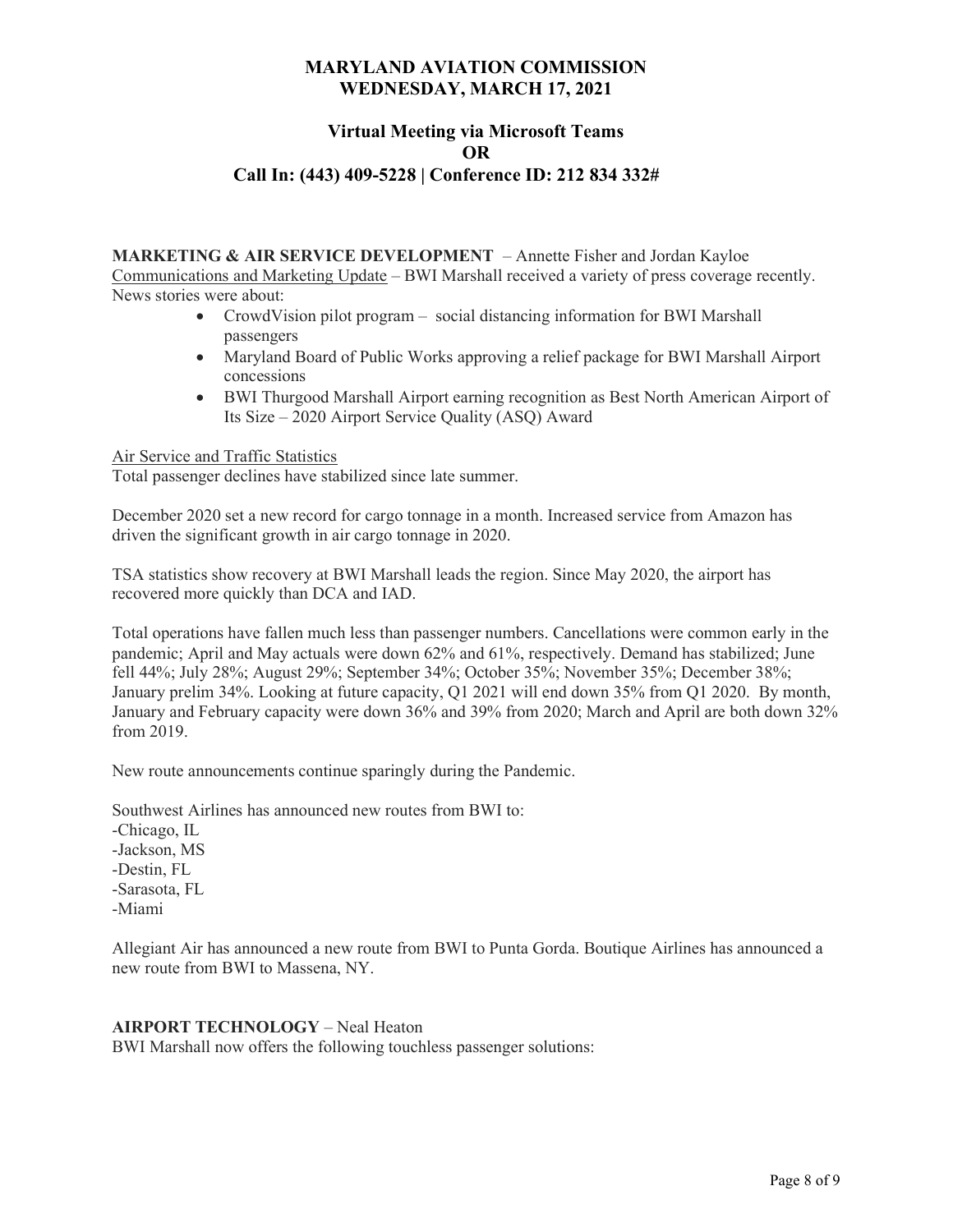**MARYLAND AVIATION COMMISSION**
**WEDNESDAY, MARCH 17, 2021**

**Virtual Meeting via Microsoft Teams**
**OR**
**Call In: (443) 409-5228 | Conference ID: 212 834 332#**

**MARKETING & AIR SERVICE DEVELOPMENT** – Annette Fisher and Jordan Kayloe

Communications and Marketing Update – BWI Marshall received a variety of press coverage recently. News stories were about:

- CrowdVision pilot program – social distancing information for BWI Marshall passengers
- Maryland Board of Public Works approving a relief package for BWI Marshall Airport concessions
- BWI Thurgood Marshall Airport earning recognition as Best North American Airport of Its Size – 2020 Airport Service Quality (ASQ) Award

Air Service and Traffic Statistics

Total passenger declines have stabilized since late summer.

December 2020 set a new record for cargo tonnage in a month. Increased service from Amazon has driven the significant growth in air cargo tonnage in 2020.

TSA statistics show recovery at BWI Marshall leads the region. Since May 2020, the airport has recovered more quickly than DCA and IAD.

Total operations have fallen much less than passenger numbers. Cancellations were common early in the pandemic; April and May actuals were down 62% and 61%, respectively. Demand has stabilized; June fell 44%; July 28%; August 29%; September 34%; October 35%; November 35%; December 38%; January prelim 34%. Looking at future capacity, Q1 2021 will end down 35% from Q1 2020. By month, January and February capacity were down 36% and 39% from 2020; March and April are both down 32% from 2019.

New route announcements continue sparingly during the Pandemic.

Southwest Airlines has announced new routes from BWI to:

- Chicago, IL
- Jackson, MS
- Destin, FL
- Sarasota, FL
- Miami

Allegiant Air has announced a new route from BWI to Punta Gorda. Boutique Airlines has announced a new route from BWI to Massena, NY.

**AIRPORT TECHNOLOGY** – Neal Heaton

BWI Marshall now offers the following touchless passenger solutions: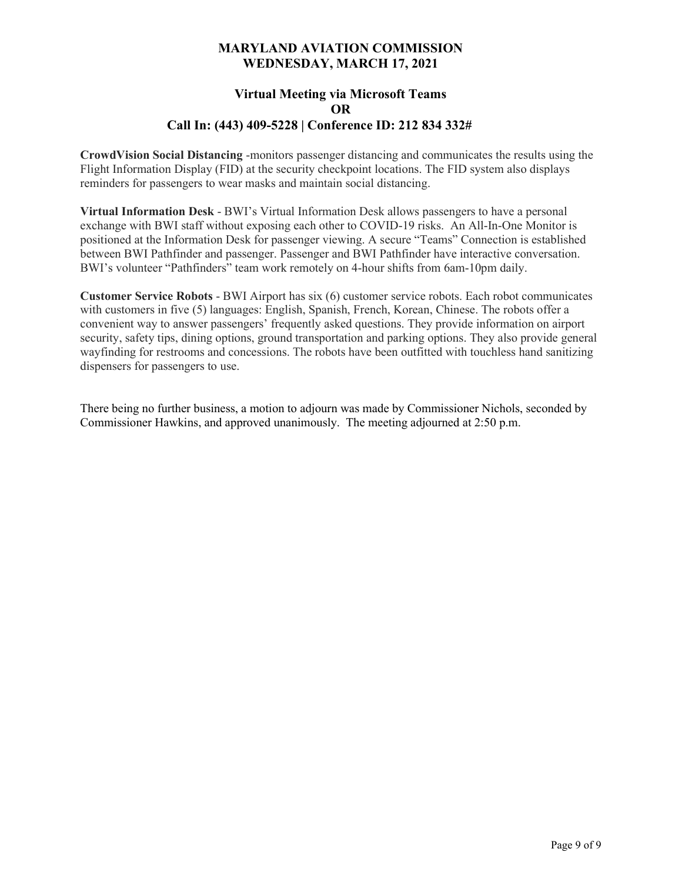**MARYLAND AVIATION COMMISSION**
**WEDNESDAY, MARCH 17, 2021**

**Virtual Meeting via Microsoft Teams**
**OR**
**Call In: (443) 409-5228 | Conference ID: 212 834 332#**

**CrowdVision Social Distancing** -monitors passenger distancing and communicates the results using the Flight Information Display (FID) at the security checkpoint locations. The FID system also displays reminders for passengers to wear masks and maintain social distancing.

**Virtual Information Desk** - BWI's Virtual Information Desk allows passengers to have a personal exchange with BWI staff without exposing each other to COVID-19 risks. An All-In-One Monitor is positioned at the Information Desk for passenger viewing. A secure "Teams" Connection is established between BWI Pathfinder and passenger. Passenger and BWI Pathfinder have interactive conversation. BWI's volunteer "Pathfinders" team work remotely on 4-hour shifts from 6am-10pm daily.

**Customer Service Robots** - BWI Airport has six (6) customer service robots. Each robot communicates with customers in five (5) languages: English, Spanish, French, Korean, Chinese. The robots offer a convenient way to answer passengers' frequently asked questions. They provide information on airport security, safety tips, dining options, ground transportation and parking options. They also provide general wayfinding for restrooms and concessions. The robots have been outfitted with touchless hand sanitizing dispensers for passengers to use.

There being no further business, a motion to adjourn was made by Commissioner Nichols, seconded by Commissioner Hawkins, and approved unanimously. The meeting adjourned at 2:50 p.m.